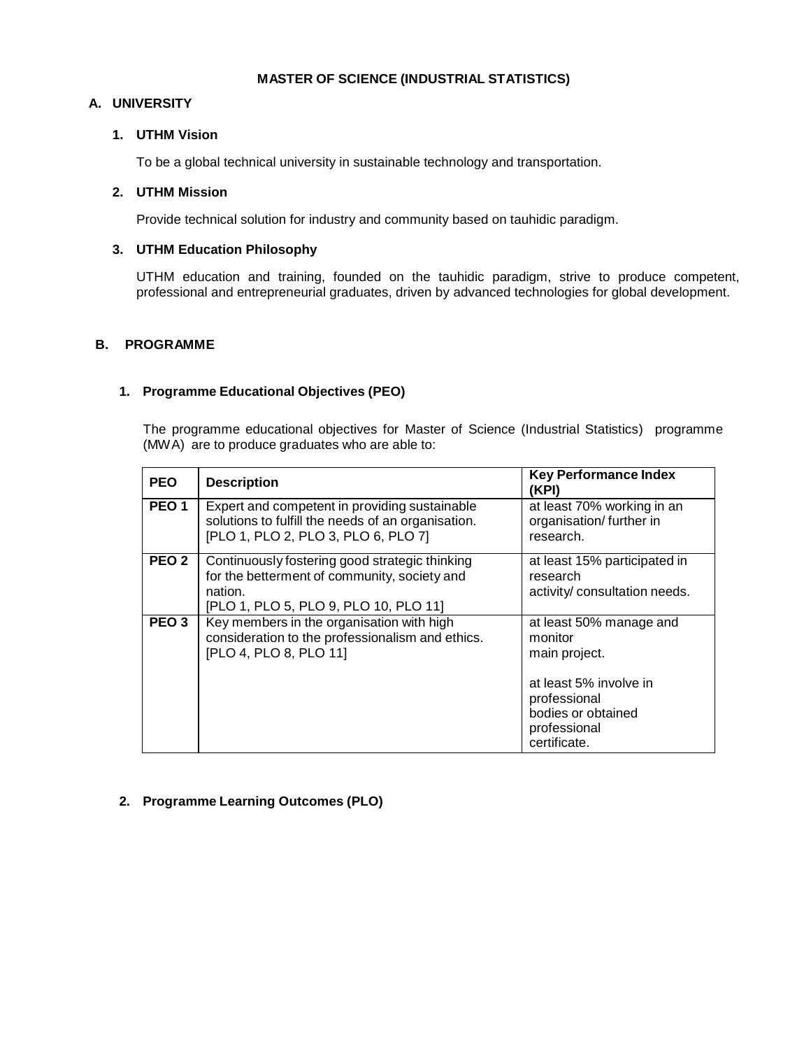# MASTER OF SCIENCE (INDUSTRIAL STATISTICS)

## A. UNIVERSITY

### 1. UTHM Vision

To be a global technical university in sustainable technology and transportation.

### 2. UTHM Mission

Provide technical solution for industry and community based on tauhidic paradigm.

### 3. UTHM Education Philosophy

UTHM education and training, founded on the tauhidic paradigm, strive to produce competent, professional and entrepreneurial graduates, driven by advanced technologies for global development.

## B. PROGRAMME

### 1. Programme Educational Objectives (PEO)

The programme educational objectives for Master of Science (Industrial Statistics) programme (MWA) are to produce graduates who are able to:

| PEO | Description | Key Performance Index (KPI) |
|---|---|---|
| PEO 1 | Expert and competent in providing sustainable solutions to fulfill the needs of an organisation. [PLO 1, PLO 2, PLO 3, PLO 6, PLO 7] | at least 70% working in an organisation/ further in research. |
| PEO 2 | Continuously fostering good strategic thinking for the betterment of community, society and nation. [PLO 1, PLO 5, PLO 9, PLO 10, PLO 11] | at least 15% participated in research activity/ consultation needs. |
| PEO 3 | Key members in the organisation with high consideration to the professionalism and ethics. [PLO 4, PLO 8, PLO 11] | at least 50% manage and monitor main project.<br><br>at least 5% involve in professional bodies or obtained professional certificate. |

### 2. Programme Learning Outcomes (PLO)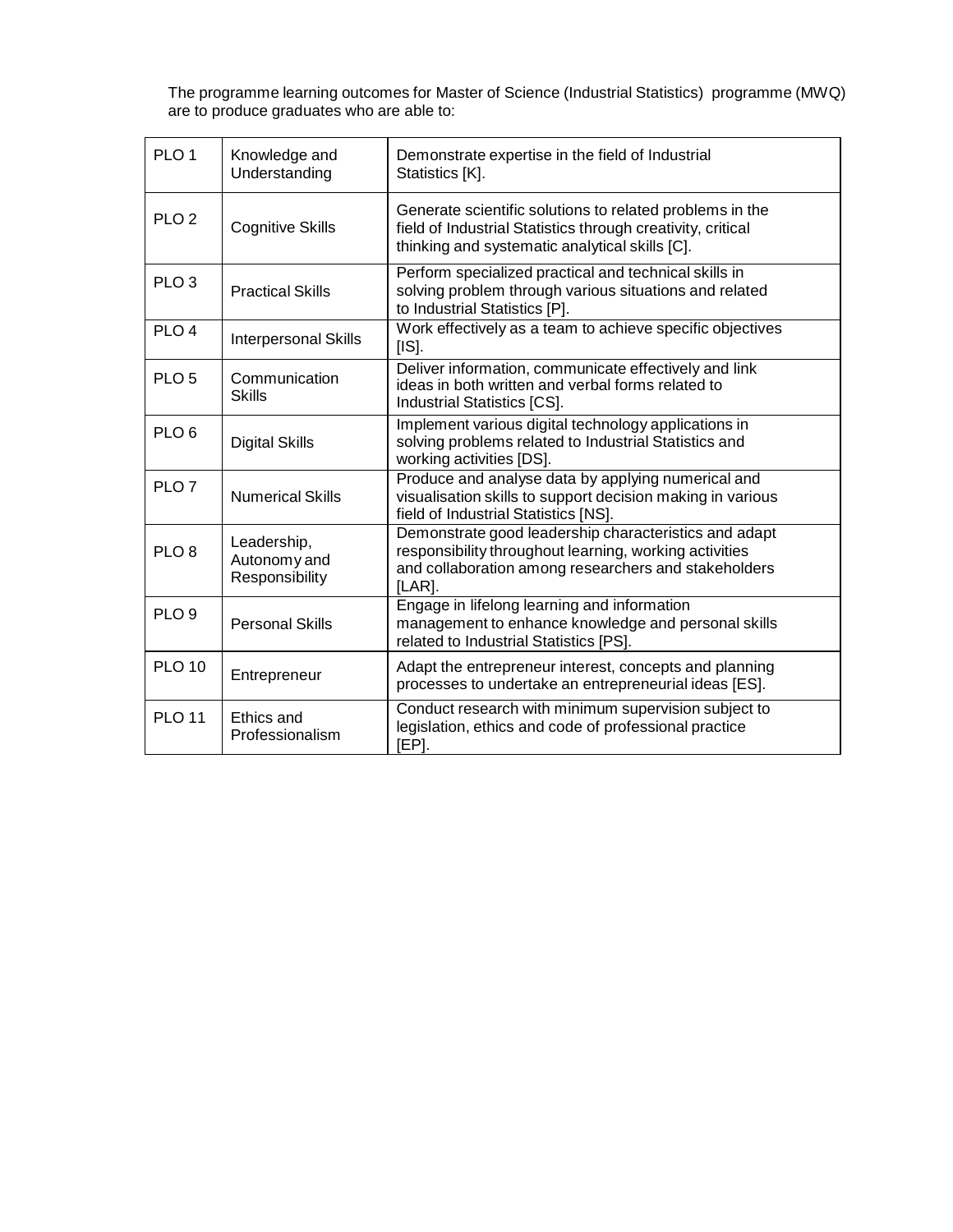The programme learning outcomes for Master of Science (Industrial Statistics) programme (MWQ) are to produce graduates who are able to:

| | | |
|---|---|---|
| PLO 1 | Knowledge and Understanding | Demonstrate expertise in the field of Industrial Statistics [K]. |
| PLO 2 | Cognitive Skills | Generate scientific solutions to related problems in the field of Industrial Statistics through creativity, critical thinking and systematic analytical skills [C]. |
| PLO 3 | Practical Skills | Perform specialized practical and technical skills in solving problem through various situations and related to Industrial Statistics [P]. |
| PLO 4 | Interpersonal Skills | Work effectively as a team to achieve specific objectives [IS]. |
| PLO 5 | Communication Skills | Deliver information, communicate effectively and link ideas in both written and verbal forms related to Industrial Statistics [CS]. |
| PLO 6 | Digital Skills | Implement various digital technology applications in solving problems related to Industrial Statistics and working activities [DS]. |
| PLO 7 | Numerical Skills | Produce and analyse data by applying numerical and visualisation skills to support decision making in various field of Industrial Statistics [NS]. |
| PLO 8 | Leadership, Autonomy and Responsibility | Demonstrate good leadership characteristics and adapt responsibility throughout learning, working activities and collaboration among researchers and stakeholders [LAR]. |
| PLO 9 | Personal Skills | Engage in lifelong learning and information management to enhance knowledge and personal skills related to Industrial Statistics [PS]. |
| PLO 10 | Entrepreneur | Adapt the entrepreneur interest, concepts and planning processes to undertake an entrepreneurial ideas [ES]. |
| PLO 11 | Ethics and Professionalism | Conduct research with minimum supervision subject to legislation, ethics and code of professional practice [EP]. |